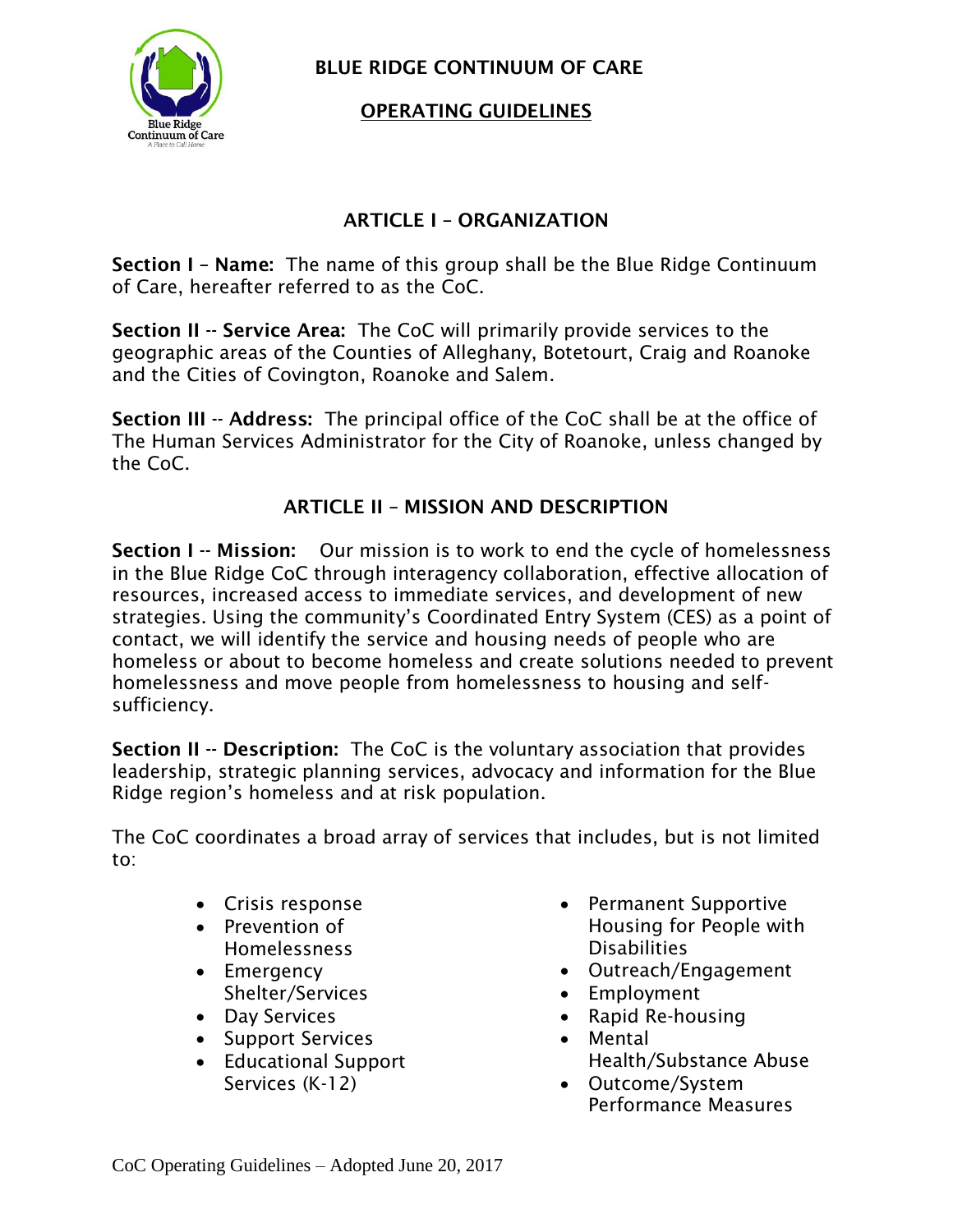# BLUE RIDGE CONTINUUM OF CARE

## OPERATING GUIDELINES

## ARTICLE I – ORGANIZATION

**Section I – Name:** The name of this group shall be the Blue Ridge Continuum of Care, hereafter referred to as the CoC.

**Section II -- Service Area:** The CoC will primarily provide services to the geographic areas of the Counties of Alleghany, Botetourt, Craig and Roanoke and the Cities of Covington, Roanoke and Salem.

**Section III -- Address:** The principal office of the CoC shall be at the office of The Human Services Administrator for the City of Roanoke, unless changed by the CoC.

## ARTICLE II – MISSION AND DESCRIPTION

**Section I -- Mission:** Our mission is to work to end the cycle of homelessness in the Blue Ridge CoC through interagency collaboration, effective allocation of resources, increased access to immediate services, and development of new strategies. Using the community's Coordinated Entry System (CES) as a point of contact, we will identify the service and housing needs of people who are homeless or about to become homeless and create solutions needed to prevent homelessness and move people from homelessness to housing and self-sufficiency.

**Section II -- Description:** The CoC is the voluntary association that provides leadership, strategic planning services, advocacy and information for the Blue Ridge region's homeless and at risk population.

The CoC coordinates a broad array of services that includes, but is not limited to:

- Crisis response
- Prevention of Homelessness
- Emergency Shelter/Services
- Day Services
- Support Services
- Educational Support Services (K-12)
- Permanent Supportive Housing for People with Disabilities
- Outreach/Engagement
- Employment
- Rapid Re-housing
- Mental Health/Substance Abuse
- Outcome/System Performance Measures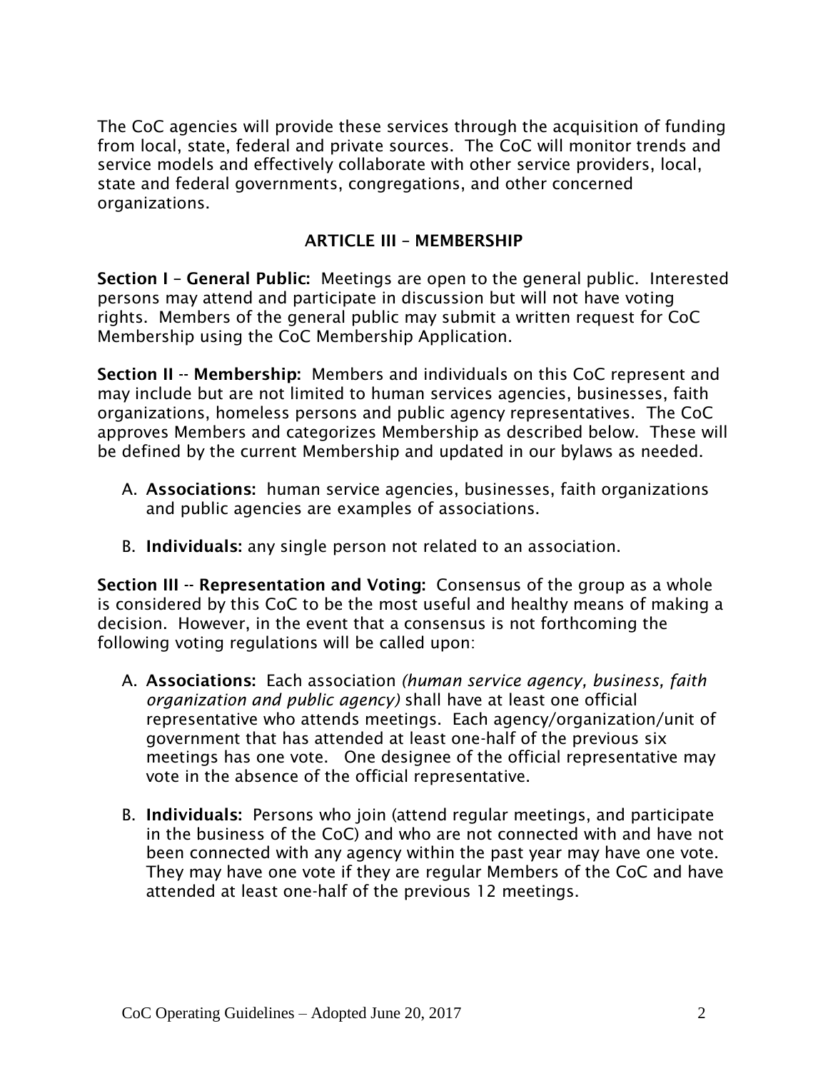The CoC agencies will provide these services through the acquisition of funding from local, state, federal and private sources. The CoC will monitor trends and service models and effectively collaborate with other service providers, local, state and federal governments, congregations, and other concerned organizations.

## ARTICLE III – MEMBERSHIP

**Section I – General Public:** Meetings are open to the general public. Interested persons may attend and participate in discussion but will not have voting rights. Members of the general public may submit a written request for CoC Membership using the CoC Membership Application.

**Section II -- Membership:** Members and individuals on this CoC represent and may include but are not limited to human services agencies, businesses, faith organizations, homeless persons and public agency representatives. The CoC approves Members and categorizes Membership as described below. These will be defined by the current Membership and updated in our bylaws as needed.

A. **Associations:** human service agencies, businesses, faith organizations and public agencies are examples of associations.

B. **Individuals:** any single person not related to an association.

**Section III -- Representation and Voting:** Consensus of the group as a whole is considered by this CoC to be the most useful and healthy means of making a decision. However, in the event that a consensus is not forthcoming the following voting regulations will be called upon:

A. **Associations:** Each association *(human service agency, business, faith organization and public agency)* shall have at least one official representative who attends meetings. Each agency/organization/unit of government that has attended at least one-half of the previous six meetings has one vote. One designee of the official representative may vote in the absence of the official representative.

B. **Individuals:** Persons who join (attend regular meetings, and participate in the business of the CoC) and who are not connected with and have not been connected with any agency within the past year may have one vote. They may have one vote if they are regular Members of the CoC and have attended at least one-half of the previous 12 meetings.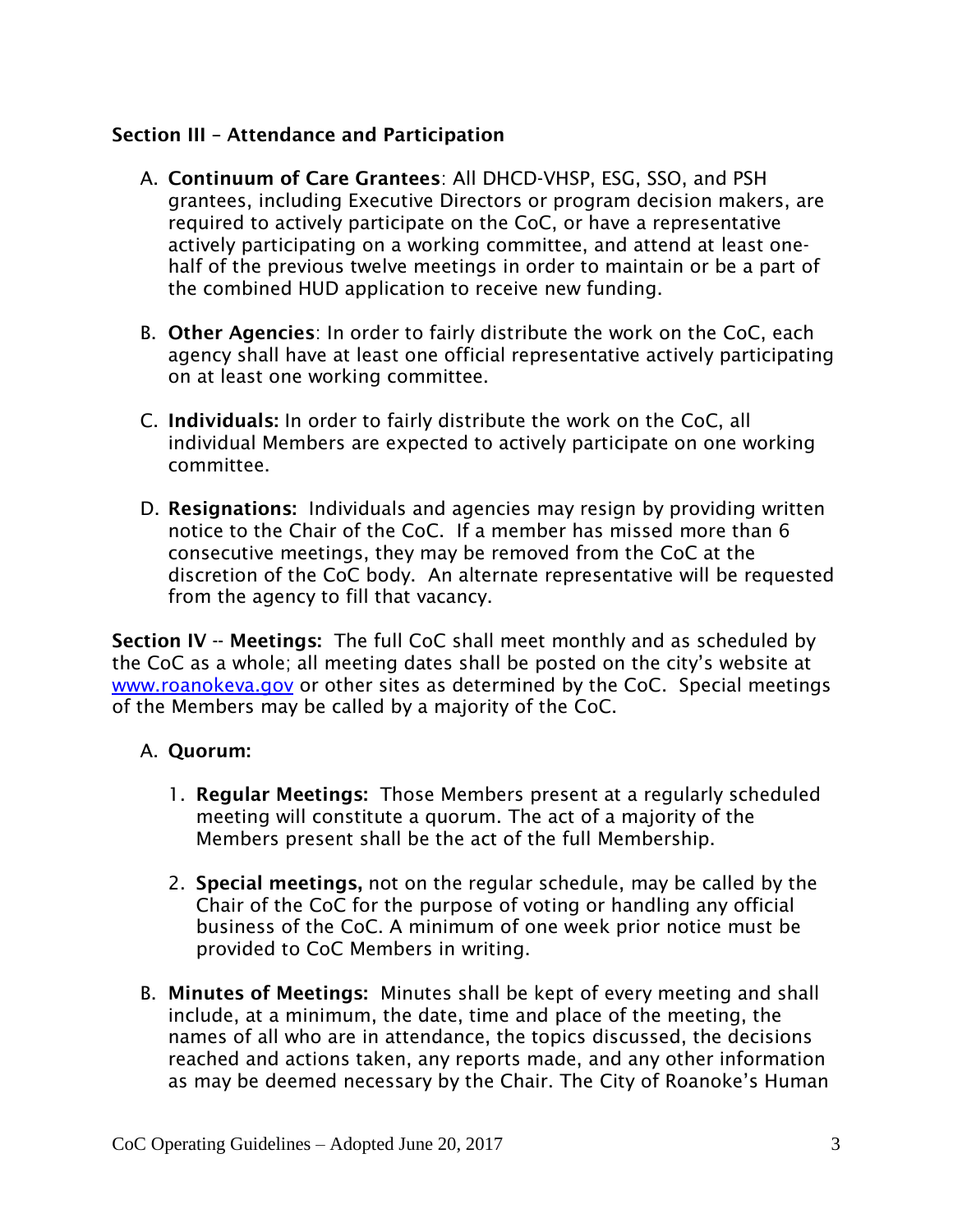**Section III – Attendance and Participation**

A. **Continuum of Care Grantees**: All DHCD-VHSP, ESG, SSO, and PSH grantees, including Executive Directors or program decision makers, are required to actively participate on the CoC, or have a representative actively participating on a working committee, and attend at least one-half of the previous twelve meetings in order to maintain or be a part of the combined HUD application to receive new funding.

B. **Other Agencies**: In order to fairly distribute the work on the CoC, each agency shall have at least one official representative actively participating on at least one working committee.

C. **Individuals:** In order to fairly distribute the work on the CoC, all individual Members are expected to actively participate on one working committee.

D. **Resignations:** Individuals and agencies may resign by providing written notice to the Chair of the CoC. If a member has missed more than 6 consecutive meetings, they may be removed from the CoC at the discretion of the CoC body. An alternate representative will be requested from the agency to fill that vacancy.

**Section IV -- Meetings:** The full CoC shall meet monthly and as scheduled by the CoC as a whole; all meeting dates shall be posted on the city's website at [www.roanokeva.gov](http://www.roanokeva.gov) or other sites as determined by the CoC. Special meetings of the Members may be called by a majority of the CoC.

A. **Quorum:**

1. **Regular Meetings:** Those Members present at a regularly scheduled meeting will constitute a quorum. The act of a majority of the Members present shall be the act of the full Membership.

2. **Special meetings,** not on the regular schedule, may be called by the Chair of the CoC for the purpose of voting or handling any official business of the CoC. A minimum of one week prior notice must be provided to CoC Members in writing.

B. **Minutes of Meetings:** Minutes shall be kept of every meeting and shall include, at a minimum, the date, time and place of the meeting, the names of all who are in attendance, the topics discussed, the decisions reached and actions taken, any reports made, and any other information as may be deemed necessary by the Chair. The City of Roanoke's Human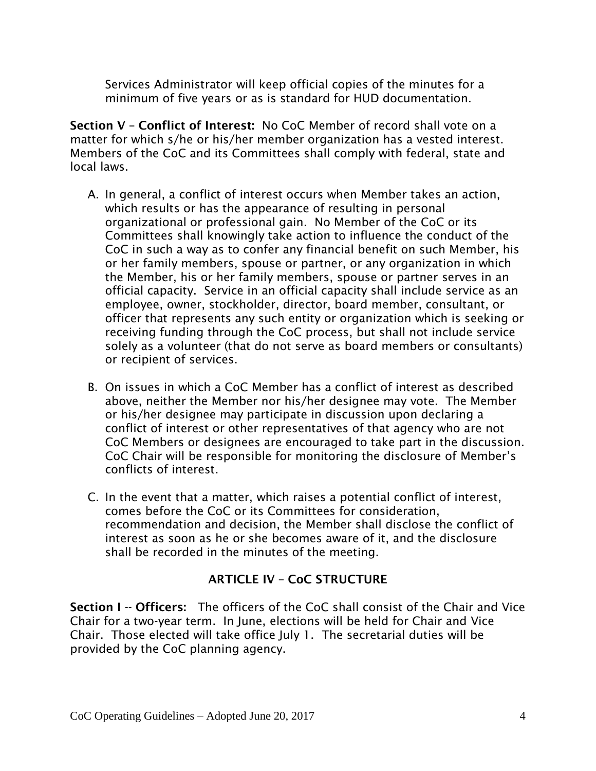Services Administrator will keep official copies of the minutes for a minimum of five years or as is standard for HUD documentation.

**Section V – Conflict of Interest:** No CoC Member of record shall vote on a matter for which s/he or his/her member organization has a vested interest. Members of the CoC and its Committees shall comply with federal, state and local laws.

A. In general, a conflict of interest occurs when Member takes an action, which results or has the appearance of resulting in personal organizational or professional gain. No Member of the CoC or its Committees shall knowingly take action to influence the conduct of the CoC in such a way as to confer any financial benefit on such Member, his or her family members, spouse or partner, or any organization in which the Member, his or her family members, spouse or partner serves in an official capacity. Service in an official capacity shall include service as an employee, owner, stockholder, director, board member, consultant, or officer that represents any such entity or organization which is seeking or receiving funding through the CoC process, but shall not include service solely as a volunteer (that do not serve as board members or consultants) or recipient of services.

B. On issues in which a CoC Member has a conflict of interest as described above, neither the Member nor his/her designee may vote. The Member or his/her designee may participate in discussion upon declaring a conflict of interest or other representatives of that agency who are not CoC Members or designees are encouraged to take part in the discussion. CoC Chair will be responsible for monitoring the disclosure of Member's conflicts of interest.

C. In the event that a matter, which raises a potential conflict of interest, comes before the CoC or its Committees for consideration, recommendation and decision, the Member shall disclose the conflict of interest as soon as he or she becomes aware of it, and the disclosure shall be recorded in the minutes of the meeting.

## ARTICLE IV – CoC STRUCTURE

**Section I -- Officers:** The officers of the CoC shall consist of the Chair and Vice Chair for a two-year term. In June, elections will be held for Chair and Vice Chair. Those elected will take office July 1. The secretarial duties will be provided by the CoC planning agency.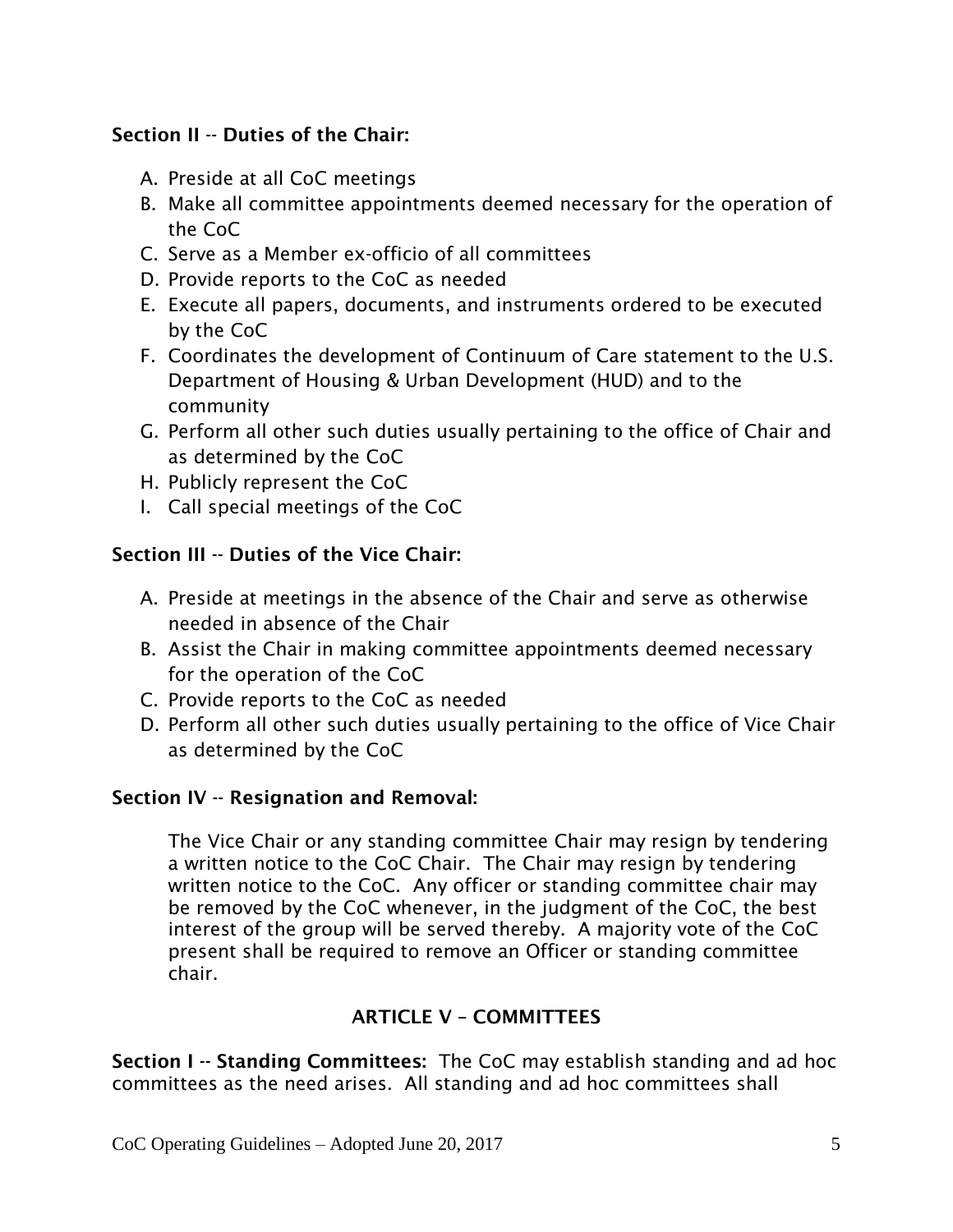**Section II -- Duties of the Chair:**

A. Preside at all CoC meetings
B. Make all committee appointments deemed necessary for the operation of the CoC
C. Serve as a Member ex-officio of all committees
D. Provide reports to the CoC as needed
E. Execute all papers, documents, and instruments ordered to be executed by the CoC
F. Coordinates the development of Continuum of Care statement to the U.S. Department of Housing & Urban Development (HUD) and to the community
G. Perform all other such duties usually pertaining to the office of Chair and as determined by the CoC
H. Publicly represent the CoC
I. Call special meetings of the CoC

**Section III -- Duties of the Vice Chair:**

A. Preside at meetings in the absence of the Chair and serve as otherwise needed in absence of the Chair
B. Assist the Chair in making committee appointments deemed necessary for the operation of the CoC
C. Provide reports to the CoC as needed
D. Perform all other such duties usually pertaining to the office of Vice Chair as determined by the CoC

**Section IV -- Resignation and Removal:**

The Vice Chair or any standing committee Chair may resign by tendering a written notice to the CoC Chair. The Chair may resign by tendering written notice to the CoC. Any officer or standing committee chair may be removed by the CoC whenever, in the judgment of the CoC, the best interest of the group will be served thereby. A majority vote of the CoC present shall be required to remove an Officer or standing committee chair.

## ARTICLE V – COMMITTEES

**Section I -- Standing Committees:** The CoC may establish standing and ad hoc committees as the need arises. All standing and ad hoc committees shall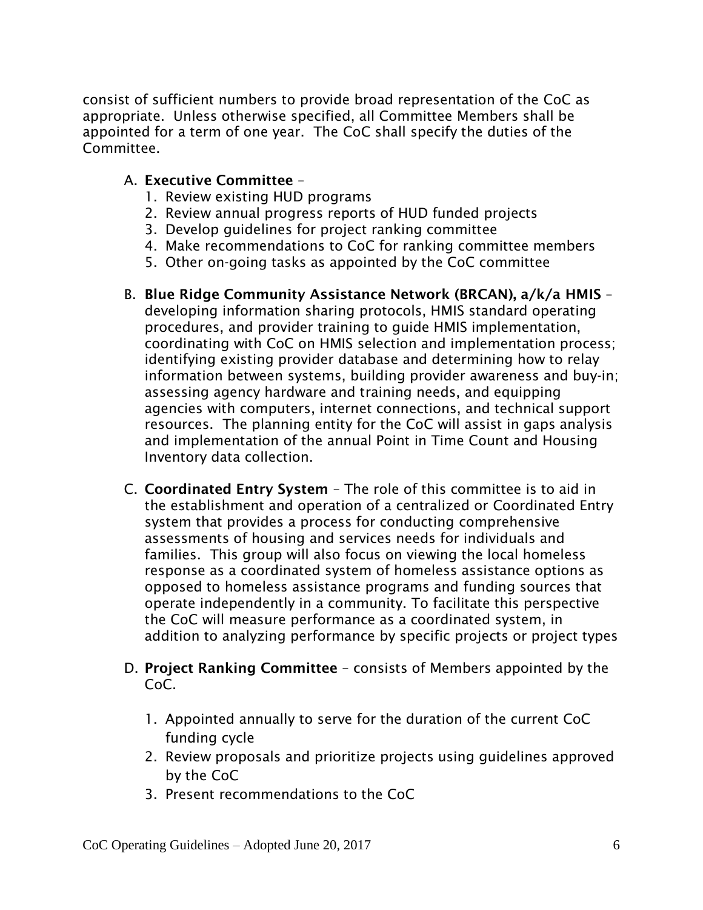consist of sufficient numbers to provide broad representation of the CoC as appropriate. Unless otherwise specified, all Committee Members shall be appointed for a term of one year. The CoC shall specify the duties of the Committee.

A. **Executive Committee** –
   1. Review existing HUD programs
   2. Review annual progress reports of HUD funded projects
   3. Develop guidelines for project ranking committee
   4. Make recommendations to CoC for ranking committee members
   5. Other on-going tasks as appointed by the CoC committee

B. **Blue Ridge Community Assistance Network (BRCAN), a/k/a HMIS** – developing information sharing protocols, HMIS standard operating procedures, and provider training to guide HMIS implementation, coordinating with CoC on HMIS selection and implementation process; identifying existing provider database and determining how to relay information between systems, building provider awareness and buy-in; assessing agency hardware and training needs, and equipping agencies with computers, internet connections, and technical support resources. The planning entity for the CoC will assist in gaps analysis and implementation of the annual Point in Time Count and Housing Inventory data collection.

C. **Coordinated Entry System** – The role of this committee is to aid in the establishment and operation of a centralized or Coordinated Entry system that provides a process for conducting comprehensive assessments of housing and services needs for individuals and families. This group will also focus on viewing the local homeless response as a coordinated system of homeless assistance options as opposed to homeless assistance programs and funding sources that operate independently in a community. To facilitate this perspective the CoC will measure performance as a coordinated system, in addition to analyzing performance by specific projects or project types

D. **Project Ranking Committee** – consists of Members appointed by the CoC.

   1. Appointed annually to serve for the duration of the current CoC funding cycle
   2. Review proposals and prioritize projects using guidelines approved by the CoC
   3. Present recommendations to the CoC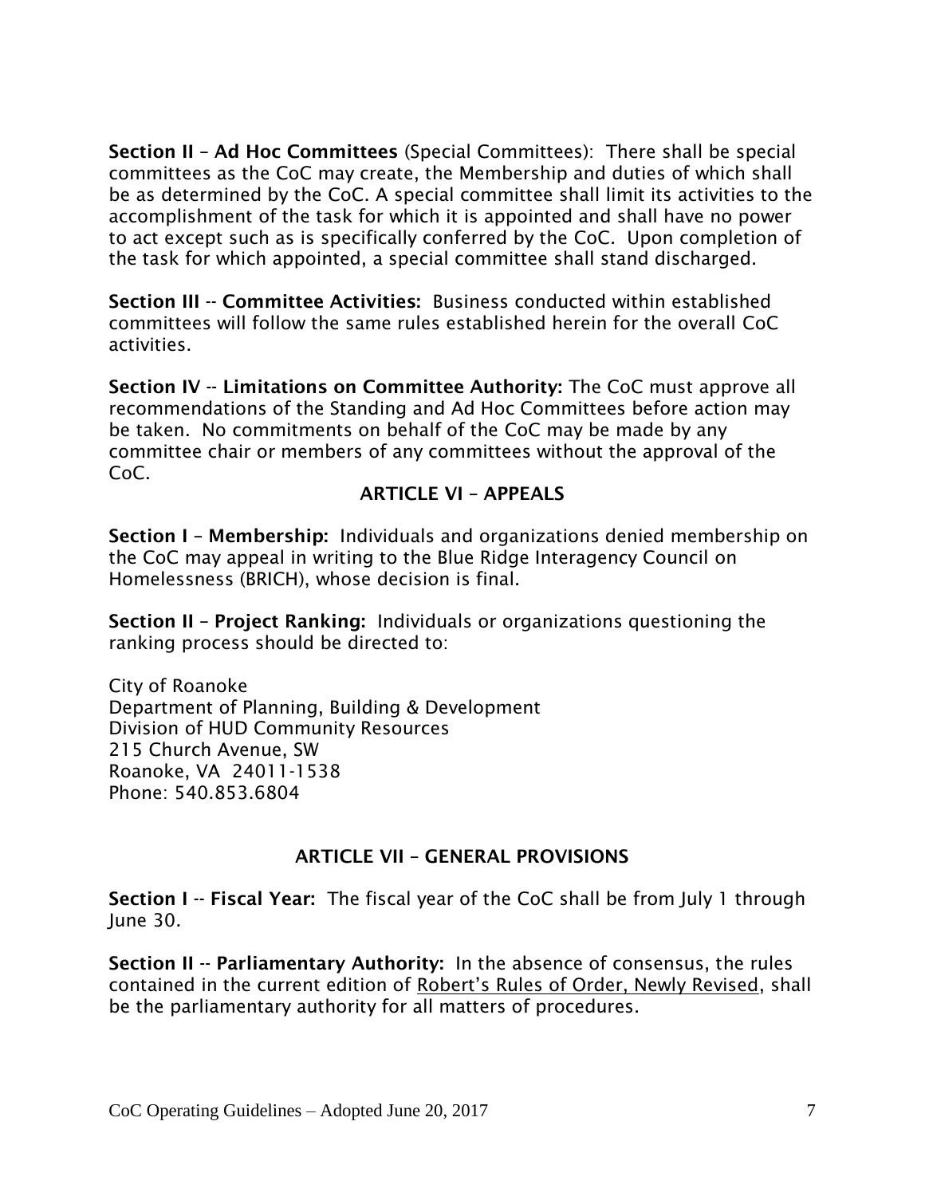**Section II – Ad Hoc Committees** (Special Committees): There shall be special committees as the CoC may create, the Membership and duties of which shall be as determined by the CoC. A special committee shall limit its activities to the accomplishment of the task for which it is appointed and shall have no power to act except such as is specifically conferred by the CoC. Upon completion of the task for which appointed, a special committee shall stand discharged.

**Section III -- Committee Activities:** Business conducted within established committees will follow the same rules established herein for the overall CoC activities.

**Section IV -- Limitations on Committee Authority:** The CoC must approve all recommendations of the Standing and Ad Hoc Committees before action may be taken. No commitments on behalf of the CoC may be made by any committee chair or members of any committees without the approval of the CoC.

## ARTICLE VI – APPEALS

**Section I – Membership:** Individuals and organizations denied membership on the CoC may appeal in writing to the Blue Ridge Interagency Council on Homelessness (BRICH), whose decision is final.

**Section II – Project Ranking:** Individuals or organizations questioning the ranking process should be directed to:

City of Roanoke
Department of Planning, Building & Development
Division of HUD Community Resources
215 Church Avenue, SW
Roanoke, VA 24011-1538
Phone: 540.853.6804

## ARTICLE VII – GENERAL PROVISIONS

**Section I -- Fiscal Year:** The fiscal year of the CoC shall be from July 1 through June 30.

**Section II -- Parliamentary Authority:** In the absence of consensus, the rules contained in the current edition of Robert's Rules of Order, Newly Revised, shall be the parliamentary authority for all matters of procedures.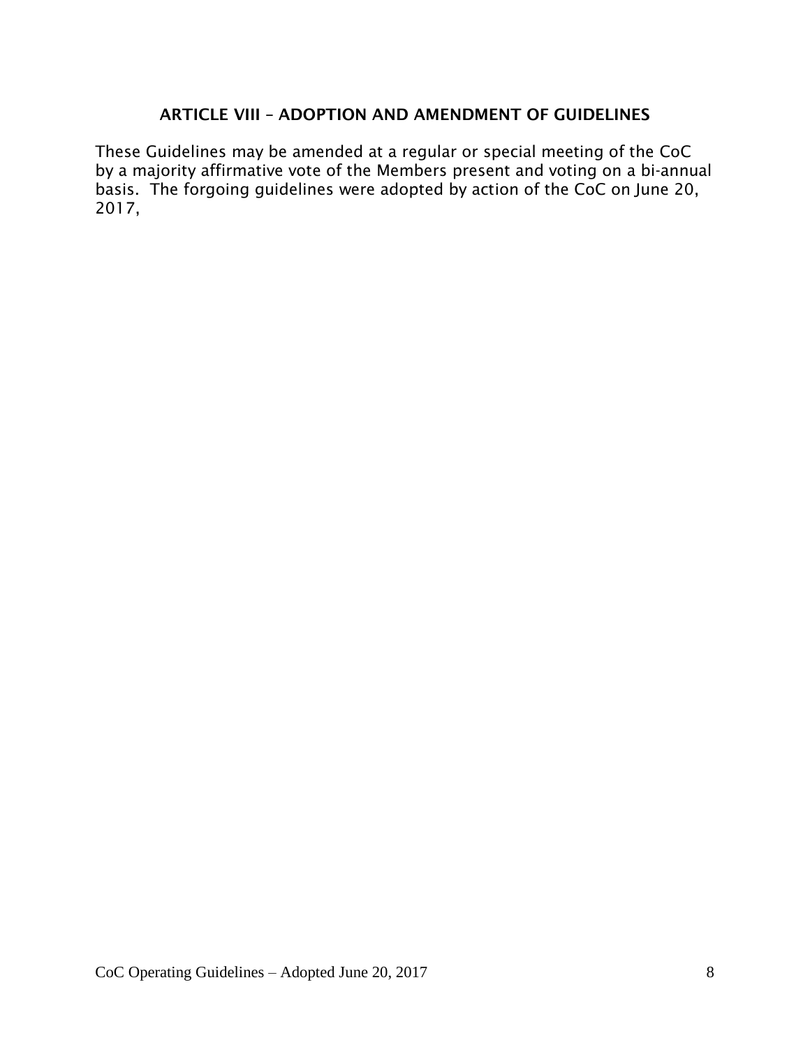## ARTICLE VIII – ADOPTION AND AMENDMENT OF GUIDELINES

These Guidelines may be amended at a regular or special meeting of the CoC by a majority affirmative vote of the Members present and voting on a bi-annual basis. The forgoing guidelines were adopted by action of the CoC on June 20, 2017,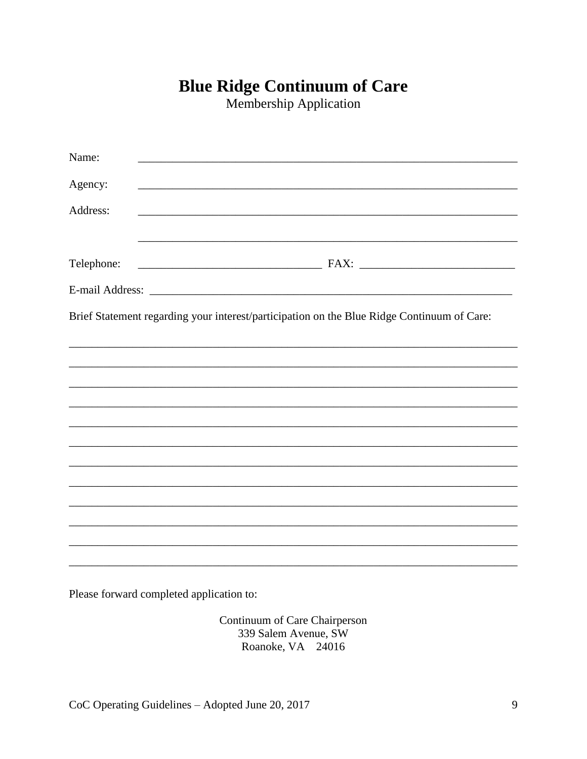# Blue Ridge Continuum of Care

Membership Application

Name: ____________________________________________________________________

Agency: ____________________________________________________________________

Address: ____________________________________________________________________

____________________________________________________________________

Telephone: ________________________________ FAX: ___________________________

E-mail Address: _____________________________________________________________

Brief Statement regarding your interest/participation on the Blue Ridge Continuum of Care:

________________________________________________________________________________

________________________________________________________________________________

________________________________________________________________________________

________________________________________________________________________________

________________________________________________________________________________

________________________________________________________________________________

________________________________________________________________________________

________________________________________________________________________________

________________________________________________________________________________

________________________________________________________________________________

________________________________________________________________________________

________________________________________________________________________________

Please forward completed application to:

Continuum of Care Chairperson  
339 Salem Avenue, SW  
Roanoke, VA 24016

CoC Operating Guidelines – Adopted June 20, 2017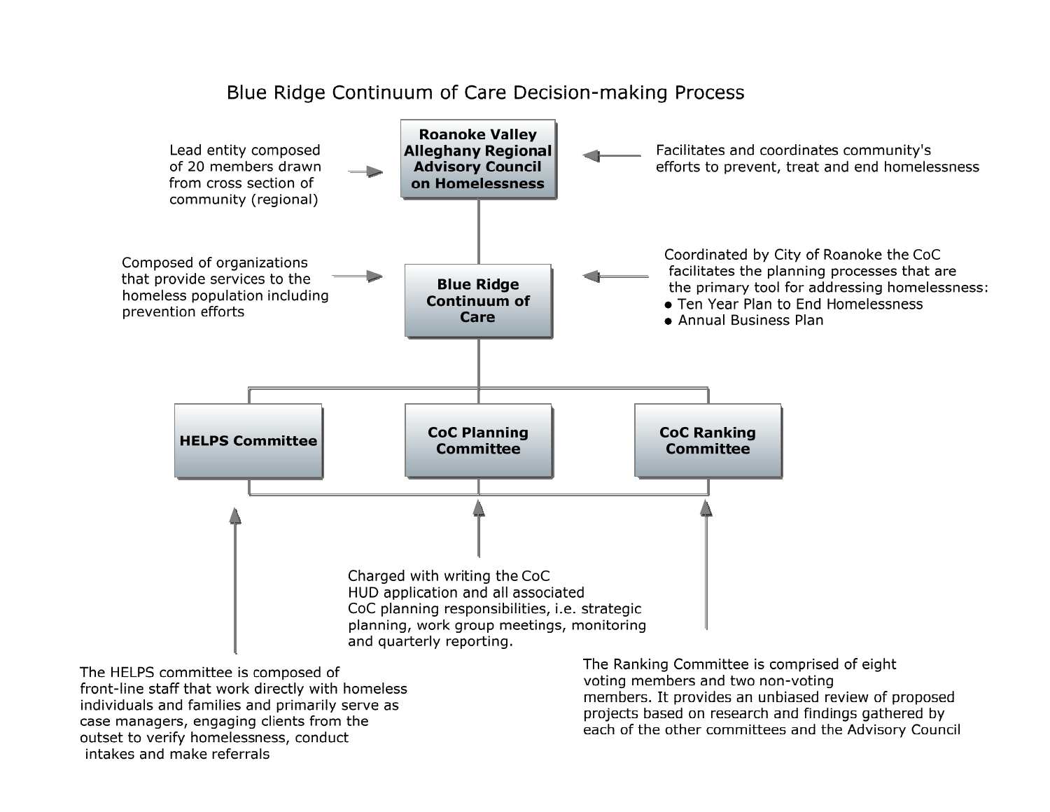# Blue Ridge Continuum of Care Decision-making Process

**Roanoke Valley Alleghany Regional Advisory Council on Homelessness**

Lead entity composed of 20 members drawn from cross section of community (regional)

Facilitates and coordinates community's efforts to prevent, treat and end homelessness

**Blue Ridge Continuum of Care**

Composed of organizations that provide services to the homeless population including prevention efforts

Coordinated by City of Roanoke the CoC facilitates the planning processes that are the primary tool for addressing homelessness:

- Ten Year Plan to End Homelessness
- Annual Business Plan

**HELPS Committee**

**CoC Planning Committee**

**CoC Ranking Committee**

The HELPS committee is composed of front-line staff that work directly with homeless individuals and families and primarily serve as case managers, engaging clients from the outset to verify homelessness, conduct intakes and make referrals

Charged with writing the CoC HUD application and all associated CoC planning responsibilities, i.e. strategic planning, work group meetings, monitoring and quarterly reporting.

The Ranking Committee is comprised of eight voting members and two non-voting members. It provides an unbiased review of proposed projects based on research and findings gathered by each of the other committees and the Advisory Council